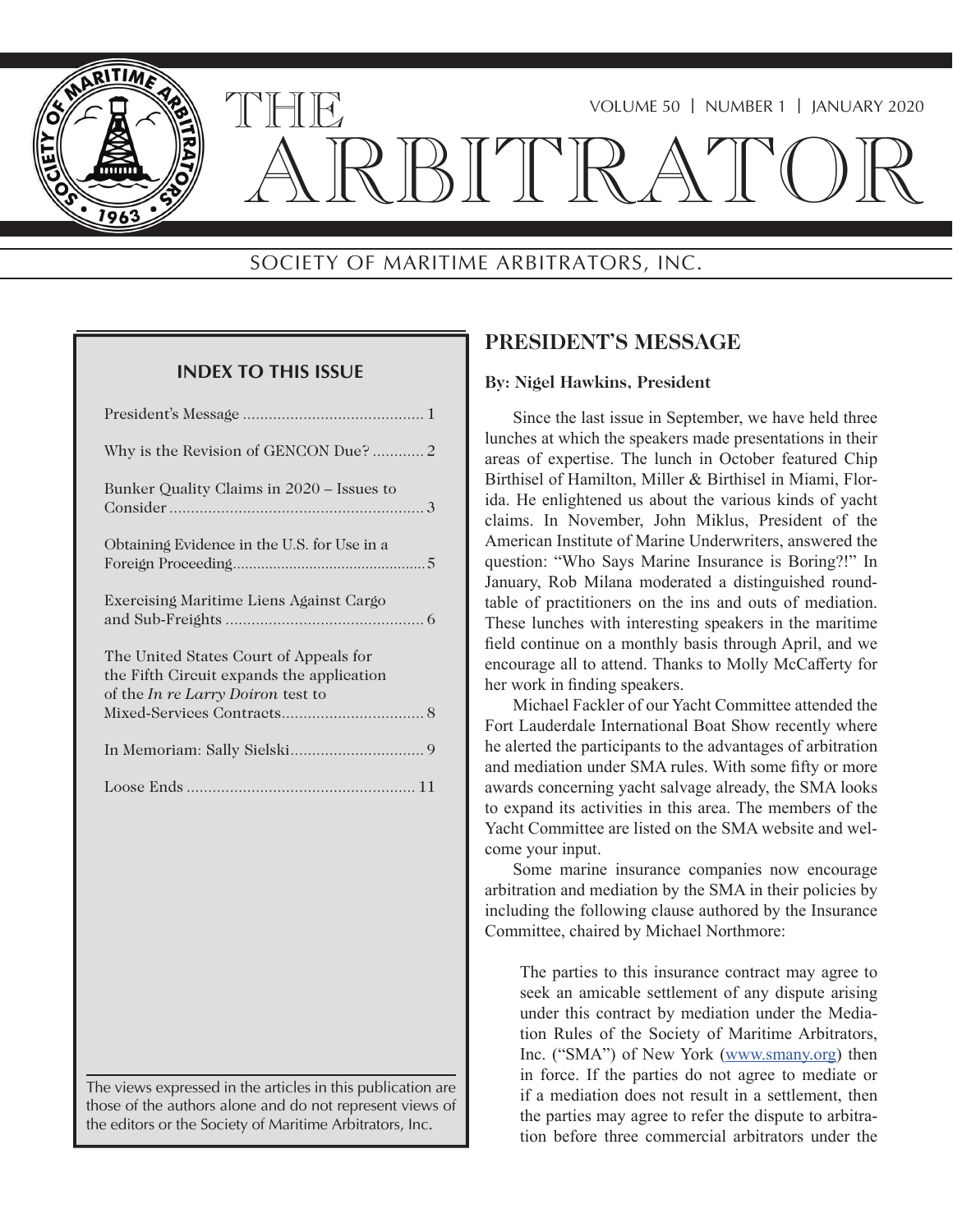# THE ARBITRATOR

VOLUME 50 | NUMBER 1 | JANUARY 2020

SOCIETY OF MARITIME ARBITRATORS, INC.

## INDEX TO THIS ISSUE

President's Message .......... 1

Why is the Revision of GENCON Due? .......... 2

Bunker Quality Claims in 2020 – Issues to Consider .......... 3

Obtaining Evidence in the U.S. for Use in a Foreign Proceeding .......... 5

Exercising Maritime Liens Against Cargo and Sub-Freights .......... 6

The United States Court of Appeals for the Fifth Circuit expands the application of the *In re Larry Doiron* test to Mixed-Services Contracts .......... 8

In Memoriam: Sally Sielski .......... 9

Loose Ends .......... 11

The views expressed in the articles in this publication are those of the authors alone and do not represent views of the editors or the Society of Maritime Arbitrators, Inc.

## PRESIDENT'S MESSAGE

**By: Nigel Hawkins, President**

Since the last issue in September, we have held three lunches at which the speakers made presentations in their areas of expertise. The lunch in October featured Chip Birthisel of Hamilton, Miller & Birthisel in Miami, Florida. He enlightened us about the various kinds of yacht claims. In November, John Miklus, President of the American Institute of Marine Underwriters, answered the question: "Who Says Marine Insurance is Boring?!" In January, Rob Milana moderated a distinguished roundtable of practitioners on the ins and outs of mediation. These lunches with interesting speakers in the maritime field continue on a monthly basis through April, and we encourage all to attend. Thanks to Molly McCafferty for her work in finding speakers.

Michael Fackler of our Yacht Committee attended the Fort Lauderdale International Boat Show recently where he alerted the participants to the advantages of arbitration and mediation under SMA rules. With some fifty or more awards concerning yacht salvage already, the SMA looks to expand its activities in this area. The members of the Yacht Committee are listed on the SMA website and welcome your input.

Some marine insurance companies now encourage arbitration and mediation by the SMA in their policies by including the following clause authored by the Insurance Committee, chaired by Michael Northmore:

> The parties to this insurance contract may agree to seek an amicable settlement of any dispute arising under this contract by mediation under the Mediation Rules of the Society of Maritime Arbitrators, Inc. ("SMA") of New York (www.smany.org) then in force. If the parties do not agree to mediate or if a mediation does not result in a settlement, then the parties may agree to refer the dispute to arbitration before three commercial arbitrators under the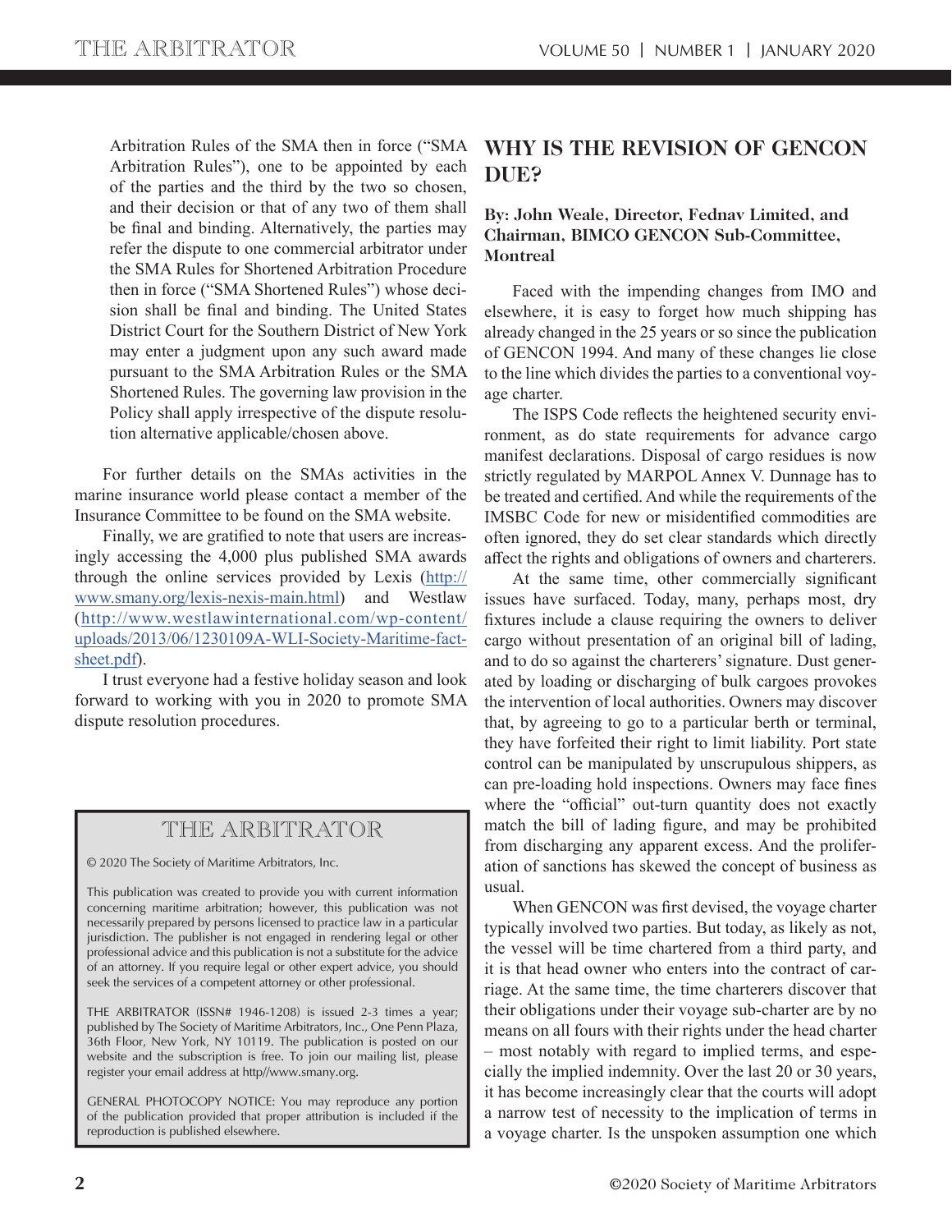Arbitration Rules of the SMA then in force ("SMA Arbitration Rules"), one to be appointed by each of the parties and the third by the two so chosen, and their decision or that of any two of them shall be final and binding. Alternatively, the parties may refer the dispute to one commercial arbitrator under the SMA Rules for Shortened Arbitration Procedure then in force ("SMA Shortened Rules") whose decision shall be final and binding. The United States District Court for the Southern District of New York may enter a judgment upon any such award made pursuant to the SMA Arbitration Rules or the SMA Shortened Rules. The governing law provision in the Policy shall apply irrespective of the dispute resolution alternative applicable/chosen above.

For further details on the SMAs activities in the marine insurance world please contact a member of the Insurance Committee to be found on the SMA website.

Finally, we are gratified to note that users are increasingly accessing the 4,000 plus published SMA awards through the online services provided by Lexis (http://www.smany.org/lexis-nexis-main.html) and Westlaw (http://www.westlawinternational.com/wp-content/uploads/2013/06/1230109A-WLI-Society-Maritime-fact-sheet.pdf).

I trust everyone had a festive holiday season and look forward to working with you in 2020 to promote SMA dispute resolution procedures.

> **THE ARBITRATOR**
>
> © 2020 The Society of Maritime Arbitrators, Inc.
>
> This publication was created to provide you with current information concerning maritime arbitration; however, this publication was not necessarily prepared by persons licensed to practice law in a particular jurisdiction. The publisher is not engaged in rendering legal or other professional advice and this publication is not a substitute for the advice of an attorney. If you require legal or other expert advice, you should seek the services of a competent attorney or other professional.
>
> THE ARBITRATOR (ISSN# 1946-1208) is issued 2-3 times a year; published by The Society of Maritime Arbitrators, Inc., One Penn Plaza, 36th Floor, New York, NY 10119. The publication is posted on our website and the subscription is free. To join our mailing list, please register your email address at http//www.smany.org.
>
> GENERAL PHOTOCOPY NOTICE: You may reproduce any portion of the publication provided that proper attribution is included if the reproduction is published elsewhere.

## WHY IS THE REVISION OF GENCON DUE?

**By: John Weale, Director, Fednav Limited, and Chairman, BIMCO GENCON Sub-Committee, Montreal**

Faced with the impending changes from IMO and elsewhere, it is easy to forget how much shipping has already changed in the 25 years or so since the publication of GENCON 1994. And many of these changes lie close to the line which divides the parties to a conventional voyage charter.

The ISPS Code reflects the heightened security environment, as do state requirements for advance cargo manifest declarations. Disposal of cargo residues is now strictly regulated by MARPOL Annex V. Dunnage has to be treated and certified. And while the requirements of the IMSBC Code for new or misidentified commodities are often ignored, they do set clear standards which directly affect the rights and obligations of owners and charterers.

At the same time, other commercially significant issues have surfaced. Today, many, perhaps most, dry fixtures include a clause requiring the owners to deliver cargo without presentation of an original bill of lading, and to do so against the charterers' signature. Dust generated by loading or discharging of bulk cargoes provokes the intervention of local authorities. Owners may discover that, by agreeing to go to a particular berth or terminal, they have forfeited their right to limit liability. Port state control can be manipulated by unscrupulous shippers, as can pre-loading hold inspections. Owners may face fines where the "official" out-turn quantity does not exactly match the bill of lading figure, and may be prohibited from discharging any apparent excess. And the proliferation of sanctions has skewed the concept of business as usual.

When GENCON was first devised, the voyage charter typically involved two parties. But today, as likely as not, the vessel will be time chartered from a third party, and it is that head owner who enters into the contract of carriage. At the same time, the time charterers discover that their obligations under their voyage sub-charter are by no means on all fours with their rights under the head charter – most notably with regard to implied terms, and especially the implied indemnity. Over the last 20 or 30 years, it has become increasingly clear that the courts will adopt a narrow test of necessity to the implication of terms in a voyage charter. Is the unspoken assumption one which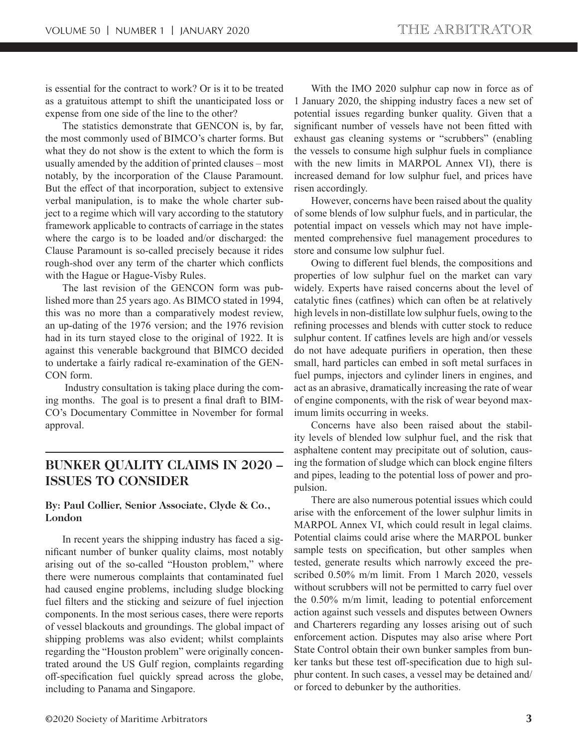is essential for the contract to work? Or is it to be treated as a gratuitous attempt to shift the unanticipated loss or expense from one side of the line to the other?

The statistics demonstrate that GENCON is, by far, the most commonly used of BIMCO's charter forms. But what they do not show is the extent to which the form is usually amended by the addition of printed clauses – most notably, by the incorporation of the Clause Paramount. But the effect of that incorporation, subject to extensive verbal manipulation, is to make the whole charter subject to a regime which will vary according to the statutory framework applicable to contracts of carriage in the states where the cargo is to be loaded and/or discharged: the Clause Paramount is so-called precisely because it rides rough-shod over any term of the charter which conflicts with the Hague or Hague-Visby Rules.

The last revision of the GENCON form was published more than 25 years ago. As BIMCO stated in 1994, this was no more than a comparatively modest review, an up-dating of the 1976 version; and the 1976 revision had in its turn stayed close to the original of 1922. It is against this venerable background that BIMCO decided to undertake a fairly radical re-examination of the GENCON form.

Industry consultation is taking place during the coming months. The goal is to present a final draft to BIMCO's Documentary Committee in November for formal approval.

## BUNKER QUALITY CLAIMS IN 2020 – ISSUES TO CONSIDER

**By: Paul Collier, Senior Associate, Clyde & Co., London**

In recent years the shipping industry has faced a significant number of bunker quality claims, most notably arising out of the so-called "Houston problem," where there were numerous complaints that contaminated fuel had caused engine problems, including sludge blocking fuel filters and the sticking and seizure of fuel injection components. In the most serious cases, there were reports of vessel blackouts and groundings. The global impact of shipping problems was also evident; whilst complaints regarding the "Houston problem" were originally concentrated around the US Gulf region, complaints regarding off-specification fuel quickly spread across the globe, including to Panama and Singapore.

With the IMO 2020 sulphur cap now in force as of 1 January 2020, the shipping industry faces a new set of potential issues regarding bunker quality. Given that a significant number of vessels have not been fitted with exhaust gas cleaning systems or "scrubbers" (enabling the vessels to consume high sulphur fuels in compliance with the new limits in MARPOL Annex VI), there is increased demand for low sulphur fuel, and prices have risen accordingly.

However, concerns have been raised about the quality of some blends of low sulphur fuels, and in particular, the potential impact on vessels which may not have implemented comprehensive fuel management procedures to store and consume low sulphur fuel.

Owing to different fuel blends, the compositions and properties of low sulphur fuel on the market can vary widely. Experts have raised concerns about the level of catalytic fines (catfines) which can often be at relatively high levels in non-distillate low sulphur fuels, owing to the refining processes and blends with cutter stock to reduce sulphur content. If catfines levels are high and/or vessels do not have adequate purifiers in operation, then these small, hard particles can embed in soft metal surfaces in fuel pumps, injectors and cylinder liners in engines, and act as an abrasive, dramatically increasing the rate of wear of engine components, with the risk of wear beyond maximum limits occurring in weeks.

Concerns have also been raised about the stability levels of blended low sulphur fuel, and the risk that asphaltene content may precipitate out of solution, causing the formation of sludge which can block engine filters and pipes, leading to the potential loss of power and propulsion.

There are also numerous potential issues which could arise with the enforcement of the lower sulphur limits in MARPOL Annex VI, which could result in legal claims. Potential claims could arise where the MARPOL bunker sample tests on specification, but other samples when tested, generate results which narrowly exceed the prescribed 0.50% m/m limit. From 1 March 2020, vessels without scrubbers will not be permitted to carry fuel over the 0.50% m/m limit, leading to potential enforcement action against such vessels and disputes between Owners and Charterers regarding any losses arising out of such enforcement action. Disputes may also arise where Port State Control obtain their own bunker samples from bunker tanks but these test off-specification due to high sulphur content. In such cases, a vessel may be detained and/or forced to debunker by the authorities.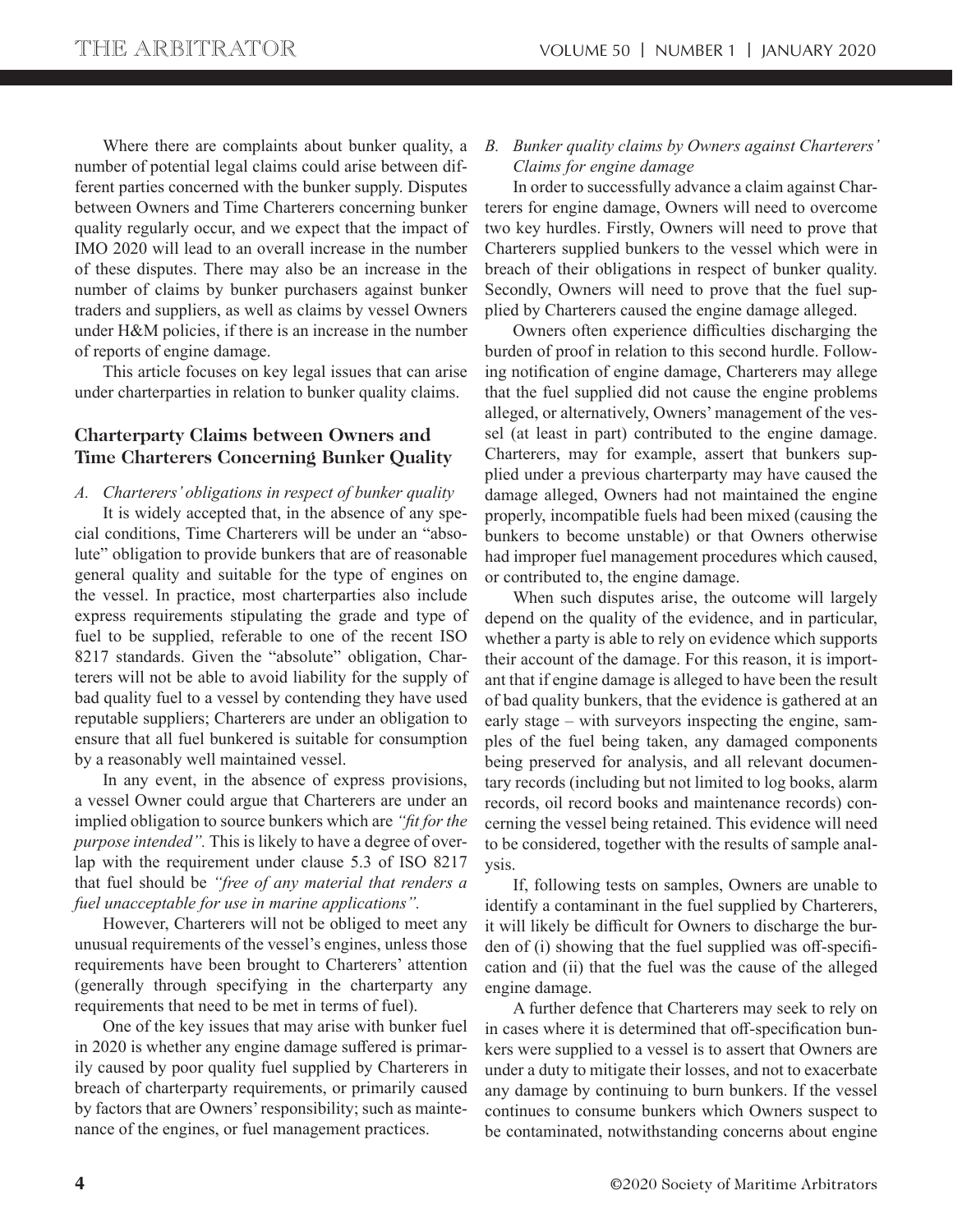Where there are complaints about bunker quality, a number of potential legal claims could arise between different parties concerned with the bunker supply. Disputes between Owners and Time Charterers concerning bunker quality regularly occur, and we expect that the impact of IMO 2020 will lead to an overall increase in the number of these disputes. There may also be an increase in the number of claims by bunker purchasers against bunker traders and suppliers, as well as claims by vessel Owners under H&M policies, if there is an increase in the number of reports of engine damage.

This article focuses on key legal issues that can arise under charterparties in relation to bunker quality claims.

## Charterparty Claims between Owners and Time Charterers Concerning Bunker Quality

*A. Charterers' obligations in respect of bunker quality*

It is widely accepted that, in the absence of any special conditions, Time Charterers will be under an "absolute" obligation to provide bunkers that are of reasonable general quality and suitable for the type of engines on the vessel. In practice, most charterparties also include express requirements stipulating the grade and type of fuel to be supplied, referable to one of the recent ISO 8217 standards. Given the "absolute" obligation, Charterers will not be able to avoid liability for the supply of bad quality fuel to a vessel by contending they have used reputable suppliers; Charterers are under an obligation to ensure that all fuel bunkered is suitable for consumption by a reasonably well maintained vessel.

In any event, in the absence of express provisions, a vessel Owner could argue that Charterers are under an implied obligation to source bunkers which are *"fit for the purpose intended"*. This is likely to have a degree of overlap with the requirement under clause 5.3 of ISO 8217 that fuel should be *"free of any material that renders a fuel unacceptable for use in marine applications"*.

However, Charterers will not be obliged to meet any unusual requirements of the vessel's engines, unless those requirements have been brought to Charterers' attention (generally through specifying in the charterparty any requirements that need to be met in terms of fuel).

One of the key issues that may arise with bunker fuel in 2020 is whether any engine damage suffered is primarily caused by poor quality fuel supplied by Charterers in breach of charterparty requirements, or primarily caused by factors that are Owners' responsibility; such as maintenance of the engines, or fuel management practices.

*B. Bunker quality claims by Owners against Charterers' Claims for engine damage*

In order to successfully advance a claim against Charterers for engine damage, Owners will need to overcome two key hurdles. Firstly, Owners will need to prove that Charterers supplied bunkers to the vessel which were in breach of their obligations in respect of bunker quality. Secondly, Owners will need to prove that the fuel supplied by Charterers caused the engine damage alleged.

Owners often experience difficulties discharging the burden of proof in relation to this second hurdle. Following notification of engine damage, Charterers may allege that the fuel supplied did not cause the engine problems alleged, or alternatively, Owners' management of the vessel (at least in part) contributed to the engine damage. Charterers, may for example, assert that bunkers supplied under a previous charterparty may have caused the damage alleged, Owners had not maintained the engine properly, incompatible fuels had been mixed (causing the bunkers to become unstable) or that Owners otherwise had improper fuel management procedures which caused, or contributed to, the engine damage.

When such disputes arise, the outcome will largely depend on the quality of the evidence, and in particular, whether a party is able to rely on evidence which supports their account of the damage. For this reason, it is important that if engine damage is alleged to have been the result of bad quality bunkers, that the evidence is gathered at an early stage – with surveyors inspecting the engine, samples of the fuel being taken, any damaged components being preserved for analysis, and all relevant documentary records (including but not limited to log books, alarm records, oil record books and maintenance records) concerning the vessel being retained. This evidence will need to be considered, together with the results of sample analysis.

If, following tests on samples, Owners are unable to identify a contaminant in the fuel supplied by Charterers, it will likely be difficult for Owners to discharge the burden of (i) showing that the fuel supplied was off-specification and (ii) that the fuel was the cause of the alleged engine damage.

A further defence that Charterers may seek to rely on in cases where it is determined that off-specification bunkers were supplied to a vessel is to assert that Owners are under a duty to mitigate their losses, and not to exacerbate any damage by continuing to burn bunkers. If the vessel continues to consume bunkers which Owners suspect to be contaminated, notwithstanding concerns about engine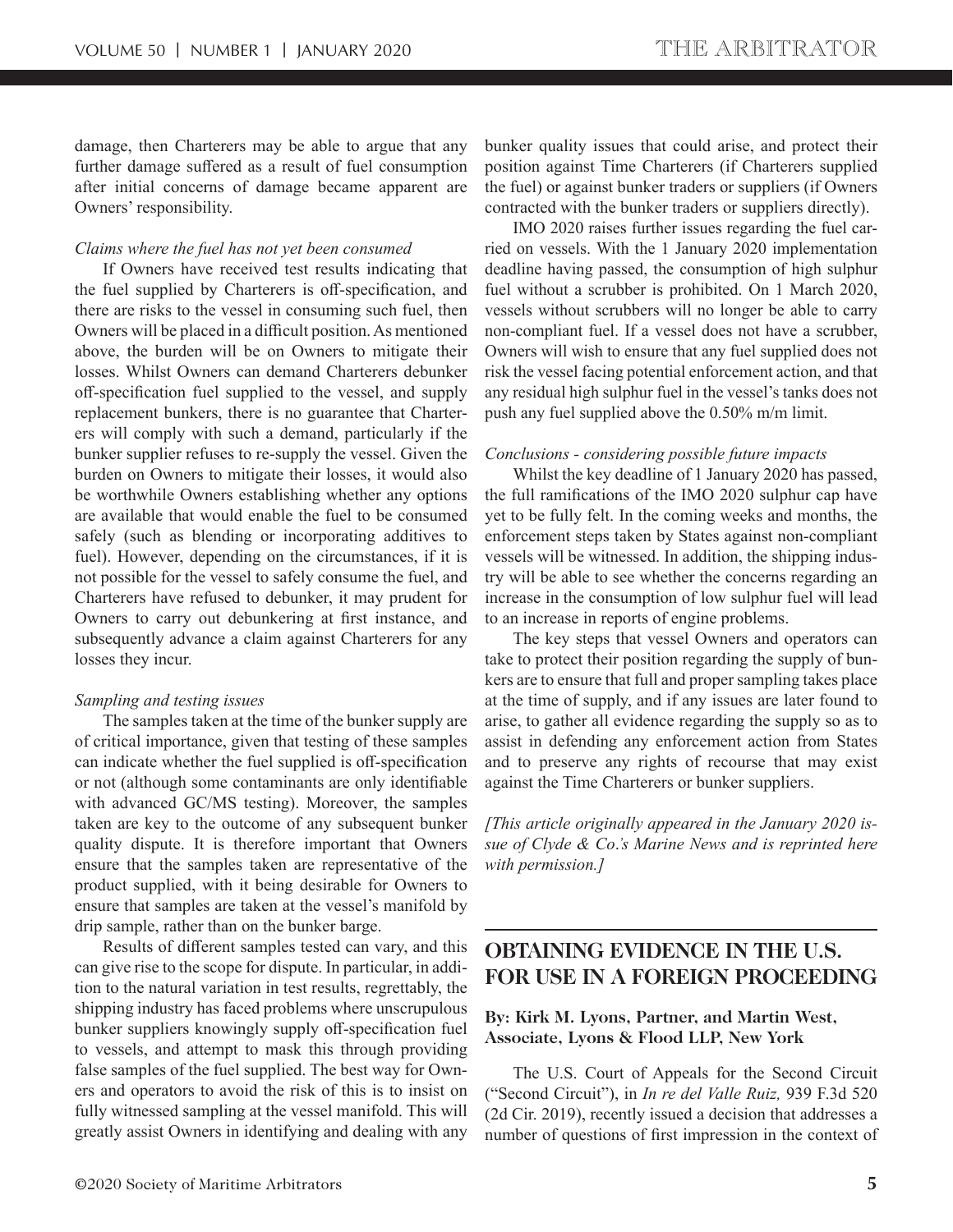damage, then Charterers may be able to argue that any further damage suffered as a result of fuel consumption after initial concerns of damage became apparent are Owners' responsibility.

*Claims where the fuel has not yet been consumed*

If Owners have received test results indicating that the fuel supplied by Charterers is off-specification, and there are risks to the vessel in consuming such fuel, then Owners will be placed in a difficult position. As mentioned above, the burden will be on Owners to mitigate their losses. Whilst Owners can demand Charterers debunker off-specification fuel supplied to the vessel, and supply replacement bunkers, there is no guarantee that Charterers will comply with such a demand, particularly if the bunker supplier refuses to re-supply the vessel. Given the burden on Owners to mitigate their losses, it would also be worthwhile Owners establishing whether any options are available that would enable the fuel to be consumed safely (such as blending or incorporating additives to fuel). However, depending on the circumstances, if it is not possible for the vessel to safely consume the fuel, and Charterers have refused to debunker, it may prudent for Owners to carry out debunkering at first instance, and subsequently advance a claim against Charterers for any losses they incur.

*Sampling and testing issues*

The samples taken at the time of the bunker supply are of critical importance, given that testing of these samples can indicate whether the fuel supplied is off-specification or not (although some contaminants are only identifiable with advanced GC/MS testing). Moreover, the samples taken are key to the outcome of any subsequent bunker quality dispute. It is therefore important that Owners ensure that the samples taken are representative of the product supplied, with it being desirable for Owners to ensure that samples are taken at the vessel's manifold by drip sample, rather than on the bunker barge.

Results of different samples tested can vary, and this can give rise to the scope for dispute. In particular, in addition to the natural variation in test results, regrettably, the shipping industry has faced problems where unscrupulous bunker suppliers knowingly supply off-specification fuel to vessels, and attempt to mask this through providing false samples of the fuel supplied. The best way for Owners and operators to avoid the risk of this is to insist on fully witnessed sampling at the vessel manifold. This will greatly assist Owners in identifying and dealing with any bunker quality issues that could arise, and protect their position against Time Charterers (if Charterers supplied the fuel) or against bunker traders or suppliers (if Owners contracted with the bunker traders or suppliers directly).

IMO 2020 raises further issues regarding the fuel carried on vessels. With the 1 January 2020 implementation deadline having passed, the consumption of high sulphur fuel without a scrubber is prohibited. On 1 March 2020, vessels without scrubbers will no longer be able to carry non-compliant fuel. If a vessel does not have a scrubber, Owners will wish to ensure that any fuel supplied does not risk the vessel facing potential enforcement action, and that any residual high sulphur fuel in the vessel's tanks does not push any fuel supplied above the 0.50% m/m limit.

*Conclusions - considering possible future impacts*

Whilst the key deadline of 1 January 2020 has passed, the full ramifications of the IMO 2020 sulphur cap have yet to be fully felt. In the coming weeks and months, the enforcement steps taken by States against non-compliant vessels will be witnessed. In addition, the shipping industry will be able to see whether the concerns regarding an increase in the consumption of low sulphur fuel will lead to an increase in reports of engine problems.

The key steps that vessel Owners and operators can take to protect their position regarding the supply of bunkers are to ensure that full and proper sampling takes place at the time of supply, and if any issues are later found to arise, to gather all evidence regarding the supply so as to assist in defending any enforcement action from States and to preserve any rights of recourse that may exist against the Time Charterers or bunker suppliers.

*[This article originally appeared in the January 2020 issue of Clyde & Co.'s Marine News and is reprinted here with permission.]*

## OBTAINING EVIDENCE IN THE U.S. FOR USE IN A FOREIGN PROCEEDING

**By: Kirk M. Lyons, Partner, and Martin West, Associate, Lyons & Flood LLP, New York**

The U.S. Court of Appeals for the Second Circuit ("Second Circuit"), in *In re del Valle Ruiz,* 939 F.3d 520 (2d Cir. 2019), recently issued a decision that addresses a number of questions of first impression in the context of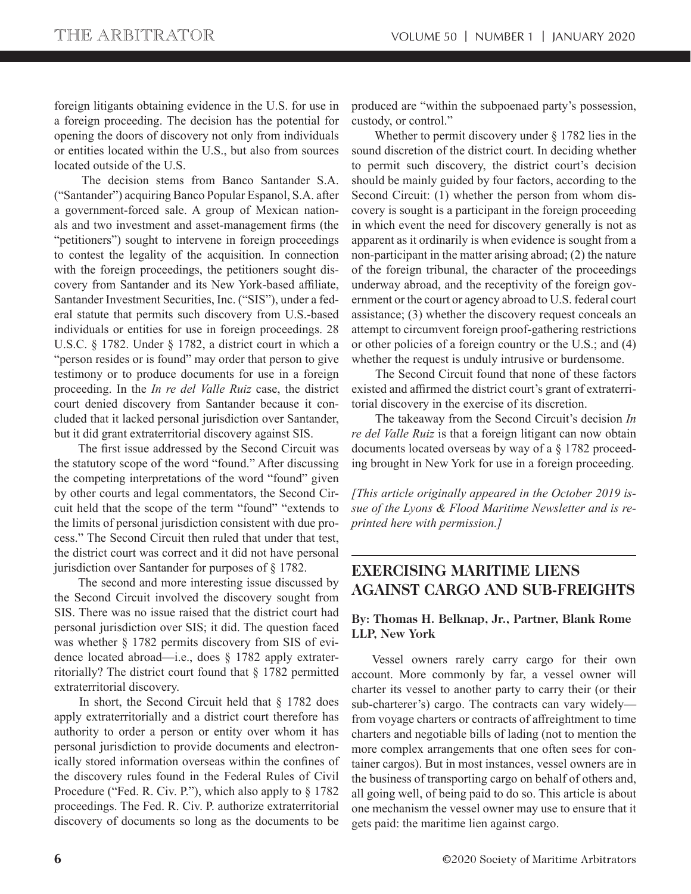foreign litigants obtaining evidence in the U.S. for use in a foreign proceeding. The decision has the potential for opening the doors of discovery not only from individuals or entities located within the U.S., but also from sources located outside of the U.S.

The decision stems from Banco Santander S.A. ("Santander") acquiring Banco Popular Espanol, S.A. after a government-forced sale. A group of Mexican nationals and two investment and asset-management firms (the "petitioners") sought to intervene in foreign proceedings to contest the legality of the acquisition. In connection with the foreign proceedings, the petitioners sought discovery from Santander and its New York-based affiliate, Santander Investment Securities, Inc. ("SIS"), under a federal statute that permits such discovery from U.S.-based individuals or entities for use in foreign proceedings. 28 U.S.C. § 1782. Under § 1782, a district court in which a "person resides or is found" may order that person to give testimony or to produce documents for use in a foreign proceeding. In the *In re del Valle Ruiz* case, the district court denied discovery from Santander because it concluded that it lacked personal jurisdiction over Santander, but it did grant extraterritorial discovery against SIS.

The first issue addressed by the Second Circuit was the statutory scope of the word "found." After discussing the competing interpretations of the word "found" given by other courts and legal commentators, the Second Circuit held that the scope of the term "found" "extends to the limits of personal jurisdiction consistent with due process." The Second Circuit then ruled that under that test, the district court was correct and it did not have personal jurisdiction over Santander for purposes of § 1782.

The second and more interesting issue discussed by the Second Circuit involved the discovery sought from SIS. There was no issue raised that the district court had personal jurisdiction over SIS; it did. The question faced was whether § 1782 permits discovery from SIS of evidence located abroad—i.e., does § 1782 apply extraterritorially? The district court found that § 1782 permitted extraterritorial discovery.

In short, the Second Circuit held that § 1782 does apply extraterritorially and a district court therefore has authority to order a person or entity over whom it has personal jurisdiction to provide documents and electronically stored information overseas within the confines of the discovery rules found in the Federal Rules of Civil Procedure ("Fed. R. Civ. P."), which also apply to § 1782 proceedings. The Fed. R. Civ. P. authorize extraterritorial discovery of documents so long as the documents to be produced are "within the subpoenaed party's possession, custody, or control."

Whether to permit discovery under § 1782 lies in the sound discretion of the district court. In deciding whether to permit such discovery, the district court's decision should be mainly guided by four factors, according to the Second Circuit: (1) whether the person from whom discovery is sought is a participant in the foreign proceeding in which event the need for discovery generally is not as apparent as it ordinarily is when evidence is sought from a non-participant in the matter arising abroad; (2) the nature of the foreign tribunal, the character of the proceedings underway abroad, and the receptivity of the foreign government or the court or agency abroad to U.S. federal court assistance; (3) whether the discovery request conceals an attempt to circumvent foreign proof-gathering restrictions or other policies of a foreign country or the U.S.; and (4) whether the request is unduly intrusive or burdensome.

The Second Circuit found that none of these factors existed and affirmed the district court's grant of extraterritorial discovery in the exercise of its discretion.

The takeaway from the Second Circuit's decision *In re del Valle Ruiz* is that a foreign litigant can now obtain documents located overseas by way of a § 1782 proceeding brought in New York for use in a foreign proceeding.

*[This article originally appeared in the October 2019 issue of the Lyons & Flood Maritime Newsletter and is reprinted here with permission.]*

## EXERCISING MARITIME LIENS AGAINST CARGO AND SUB-FREIGHTS

**By: Thomas H. Belknap, Jr., Partner, Blank Rome LLP, New York**

Vessel owners rarely carry cargo for their own account. More commonly by far, a vessel owner will charter its vessel to another party to carry their (or their sub-charterer's) cargo. The contracts can vary widely—from voyage charters or contracts of affreightment to time charters and negotiable bills of lading (not to mention the more complex arrangements that one often sees for container cargos). But in most instances, vessel owners are in the business of transporting cargo on behalf of others and, all going well, of being paid to do so. This article is about one mechanism the vessel owner may use to ensure that it gets paid: the maritime lien against cargo.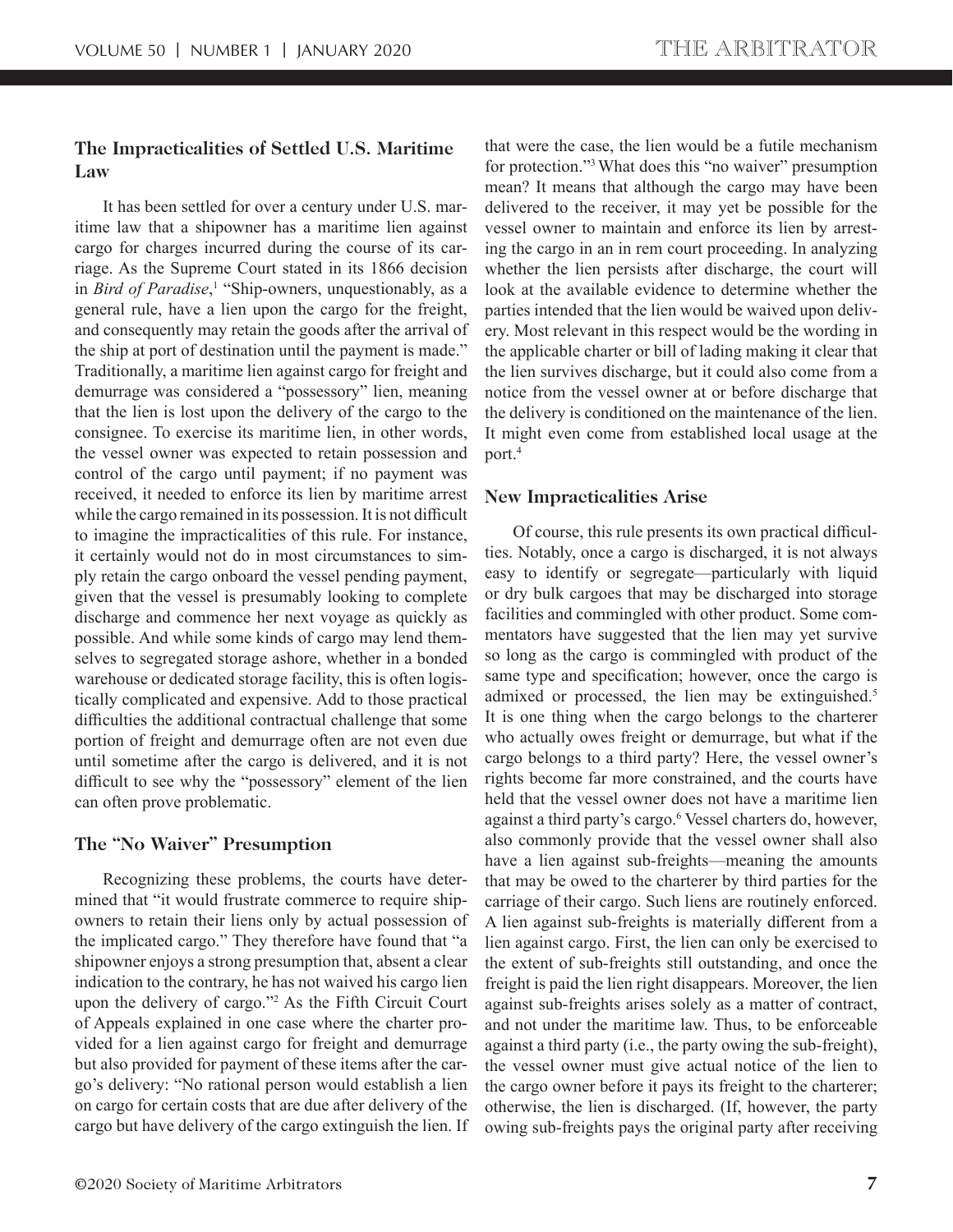## The Impracticalities of Settled U.S. Maritime Law

It has been settled for over a century under U.S. maritime law that a shipowner has a maritime lien against cargo for charges incurred during the course of its carriage. As the Supreme Court stated in its 1866 decision in *Bird of Paradise*,[1] "Ship-owners, unquestionably, as a general rule, have a lien upon the cargo for the freight, and consequently may retain the goods after the arrival of the ship at port of destination until the payment is made." Traditionally, a maritime lien against cargo for freight and demurrage was considered a "possessory" lien, meaning that the lien is lost upon the delivery of the cargo to the consignee. To exercise its maritime lien, in other words, the vessel owner was expected to retain possession and control of the cargo until payment; if no payment was received, it needed to enforce its lien by maritime arrest while the cargo remained in its possession. It is not difficult to imagine the impracticalities of this rule. For instance, it certainly would not do in most circumstances to simply retain the cargo onboard the vessel pending payment, given that the vessel is presumably looking to complete discharge and commence her next voyage as quickly as possible. And while some kinds of cargo may lend themselves to segregated storage ashore, whether in a bonded warehouse or dedicated storage facility, this is often logistically complicated and expensive. Add to those practical difficulties the additional contractual challenge that some portion of freight and demurrage often are not even due until sometime after the cargo is delivered, and it is not difficult to see why the "possessory" element of the lien can often prove problematic.

## The "No Waiver" Presumption

Recognizing these problems, the courts have determined that "it would frustrate commerce to require shipowners to retain their liens only by actual possession of the implicated cargo." They therefore have found that "a shipowner enjoys a strong presumption that, absent a clear indication to the contrary, he has not waived his cargo lien upon the delivery of cargo."[2] As the Fifth Circuit Court of Appeals explained in one case where the charter provided for a lien against cargo for freight and demurrage but also provided for payment of these items after the cargo's delivery: "No rational person would establish a lien on cargo for certain costs that are due after delivery of the cargo but have delivery of the cargo extinguish the lien. If that were the case, the lien would be a futile mechanism for protection."[3] What does this "no waiver" presumption mean? It means that although the cargo may have been delivered to the receiver, it may yet be possible for the vessel owner to maintain and enforce its lien by arresting the cargo in an in rem court proceeding. In analyzing whether the lien persists after discharge, the court will look at the available evidence to determine whether the parties intended that the lien would be waived upon delivery. Most relevant in this respect would be the wording in the applicable charter or bill of lading making it clear that the lien survives discharge, but it could also come from a notice from the vessel owner at or before discharge that the delivery is conditioned on the maintenance of the lien. It might even come from established local usage at the port.[4]

## New Impracticalities Arise

Of course, this rule presents its own practical difficulties. Notably, once a cargo is discharged, it is not always easy to identify or segregate—particularly with liquid or dry bulk cargoes that may be discharged into storage facilities and commingled with other product. Some commentators have suggested that the lien may yet survive so long as the cargo is commingled with product of the same type and specification; however, once the cargo is admixed or processed, the lien may be extinguished.[5] It is one thing when the cargo belongs to the charterer who actually owes freight or demurrage, but what if the cargo belongs to a third party? Here, the vessel owner's rights become far more constrained, and the courts have held that the vessel owner does not have a maritime lien against a third party's cargo.[6] Vessel charters do, however, also commonly provide that the vessel owner shall also have a lien against sub-freights—meaning the amounts that may be owed to the charterer by third parties for the carriage of their cargo. Such liens are routinely enforced. A lien against sub-freights is materially different from a lien against cargo. First, the lien can only be exercised to the extent of sub-freights still outstanding, and once the freight is paid the lien right disappears. Moreover, the lien against sub-freights arises solely as a matter of contract, and not under the maritime law. Thus, to be enforceable against a third party (i.e., the party owing the sub-freight), the vessel owner must give actual notice of the lien to the cargo owner before it pays its freight to the charterer; otherwise, the lien is discharged. (If, however, the party owing sub-freights pays the original party after receiving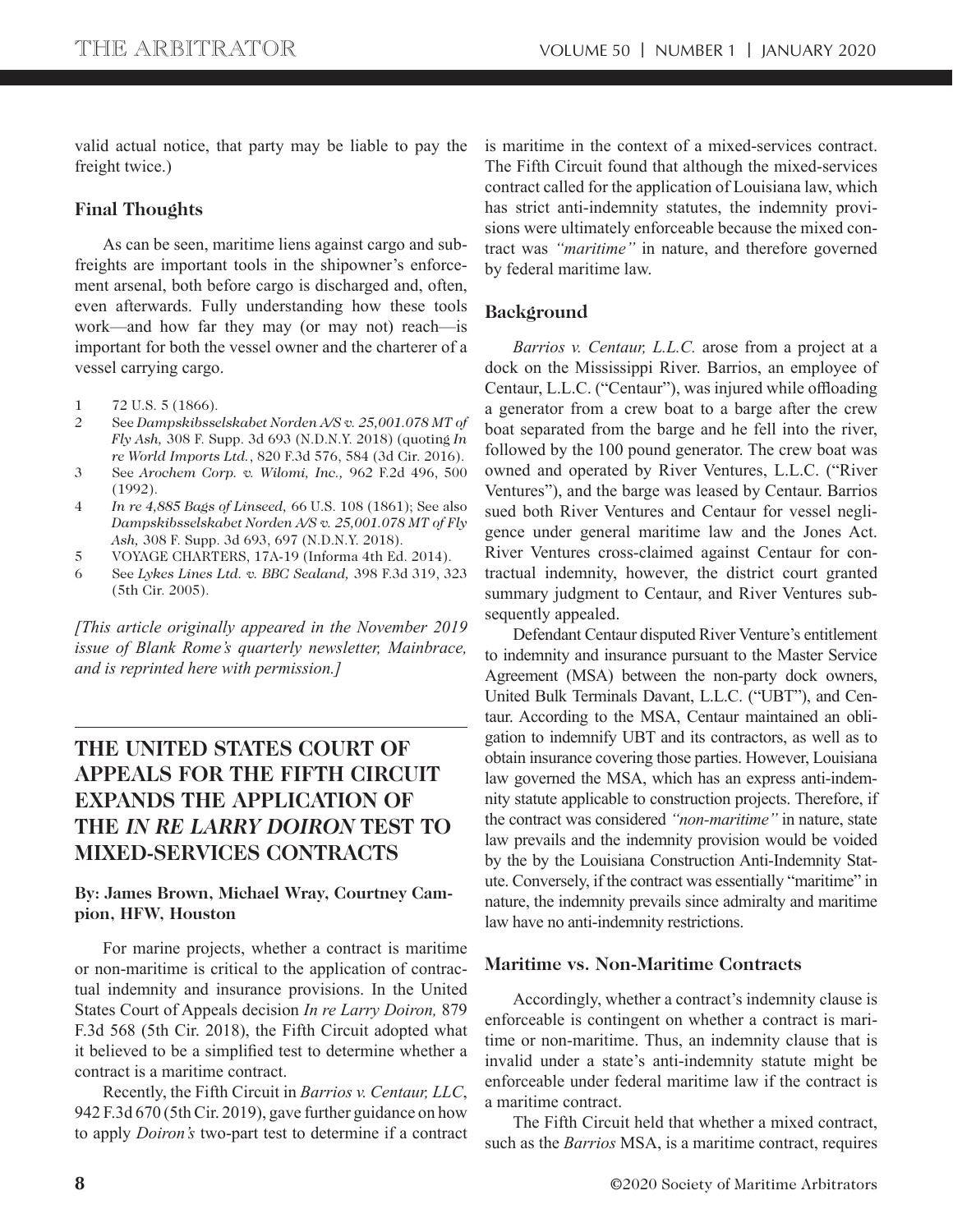valid actual notice, that party may be liable to pay the freight twice.)

### Final Thoughts

As can be seen, maritime liens against cargo and sub-freights are important tools in the shipowner's enforcement arsenal, both before cargo is discharged and, often, even afterwards. Fully understanding how these tools work—and how far they may (or may not) reach—is important for both the vessel owner and the charterer of a vessel carrying cargo.

1 72 U.S. 5 (1866).
2 See *Dampskibsselskabet Norden A/S v. 25,001.078 MT of Fly Ash,* 308 F. Supp. 3d 693 (N.D.N.Y. 2018) (quoting *In re World Imports Ltd.*, 820 F.3d 576, 584 (3d Cir. 2016).
3 See *Arochem Corp. v. Wilomi, Inc.,* 962 F.2d 496, 500 (1992).
4 *In re 4,885 Bags of Linseed,* 66 U.S. 108 (1861); See also *Dampskibsselskabet Norden A/S v. 25,001.078 MT of Fly Ash,* 308 F. Supp. 3d 693, 697 (N.D.N.Y. 2018).
5 VOYAGE CHARTERS, 17A-19 (Informa 4th Ed. 2014).
6 See *Lykes Lines Ltd. v. BBC Sealand,* 398 F.3d 319, 323 (5th Cir. 2005).

*[This article originally appeared in the November 2019 issue of Blank Rome's quarterly newsletter, Mainbrace, and is reprinted here with permission.]*

## THE UNITED STATES COURT OF APPEALS FOR THE FIFTH CIRCUIT EXPANDS THE APPLICATION OF THE *IN RE LARRY DOIRON* TEST TO MIXED-SERVICES CONTRACTS

**By: James Brown, Michael Wray, Courtney Campion, HFW, Houston**

For marine projects, whether a contract is maritime or non-maritime is critical to the application of contractual indemnity and insurance provisions. In the United States Court of Appeals decision *In re Larry Doiron,* 879 F.3d 568 (5th Cir. 2018), the Fifth Circuit adopted what it believed to be a simplified test to determine whether a contract is a maritime contract.

Recently, the Fifth Circuit in *Barrios v. Centaur, LLC*, 942 F.3d 670 (5th Cir. 2019), gave further guidance on how to apply *Doiron's* two-part test to determine if a contract is maritime in the context of a mixed-services contract. The Fifth Circuit found that although the mixed-services contract called for the application of Louisiana law, which has strict anti-indemnity statutes, the indemnity provisions were ultimately enforceable because the mixed contract was *"maritime"* in nature, and therefore governed by federal maritime law.

### Background

*Barrios v. Centaur, L.L.C.* arose from a project at a dock on the Mississippi River. Barrios, an employee of Centaur, L.L.C. ("Centaur"), was injured while offloading a generator from a crew boat to a barge after the crew boat separated from the barge and he fell into the river, followed by the 100 pound generator. The crew boat was owned and operated by River Ventures, L.L.C. ("River Ventures"), and the barge was leased by Centaur. Barrios sued both River Ventures and Centaur for vessel negligence under general maritime law and the Jones Act. River Ventures cross-claimed against Centaur for contractual indemnity, however, the district court granted summary judgment to Centaur, and River Ventures subsequently appealed.

Defendant Centaur disputed River Venture's entitlement to indemnity and insurance pursuant to the Master Service Agreement (MSA) between the non-party dock owners, United Bulk Terminals Davant, L.L.C. ("UBT"), and Centaur. According to the MSA, Centaur maintained an obligation to indemnify UBT and its contractors, as well as to obtain insurance covering those parties. However, Louisiana law governed the MSA, which has an express anti-indemnity statute applicable to construction projects. Therefore, if the contract was considered *"non-maritime"* in nature, state law prevails and the indemnity provision would be voided by the by the Louisiana Construction Anti-Indemnity Statute. Conversely, if the contract was essentially "maritime" in nature, the indemnity prevails since admiralty and maritime law have no anti-indemnity restrictions.

### Maritime vs. Non-Maritime Contracts

Accordingly, whether a contract's indemnity clause is enforceable is contingent on whether a contract is maritime or non-maritime. Thus, an indemnity clause that is invalid under a state's anti-indemnity statute might be enforceable under federal maritime law if the contract is a maritime contract.

The Fifth Circuit held that whether a mixed contract, such as the *Barrios* MSA, is a maritime contract, requires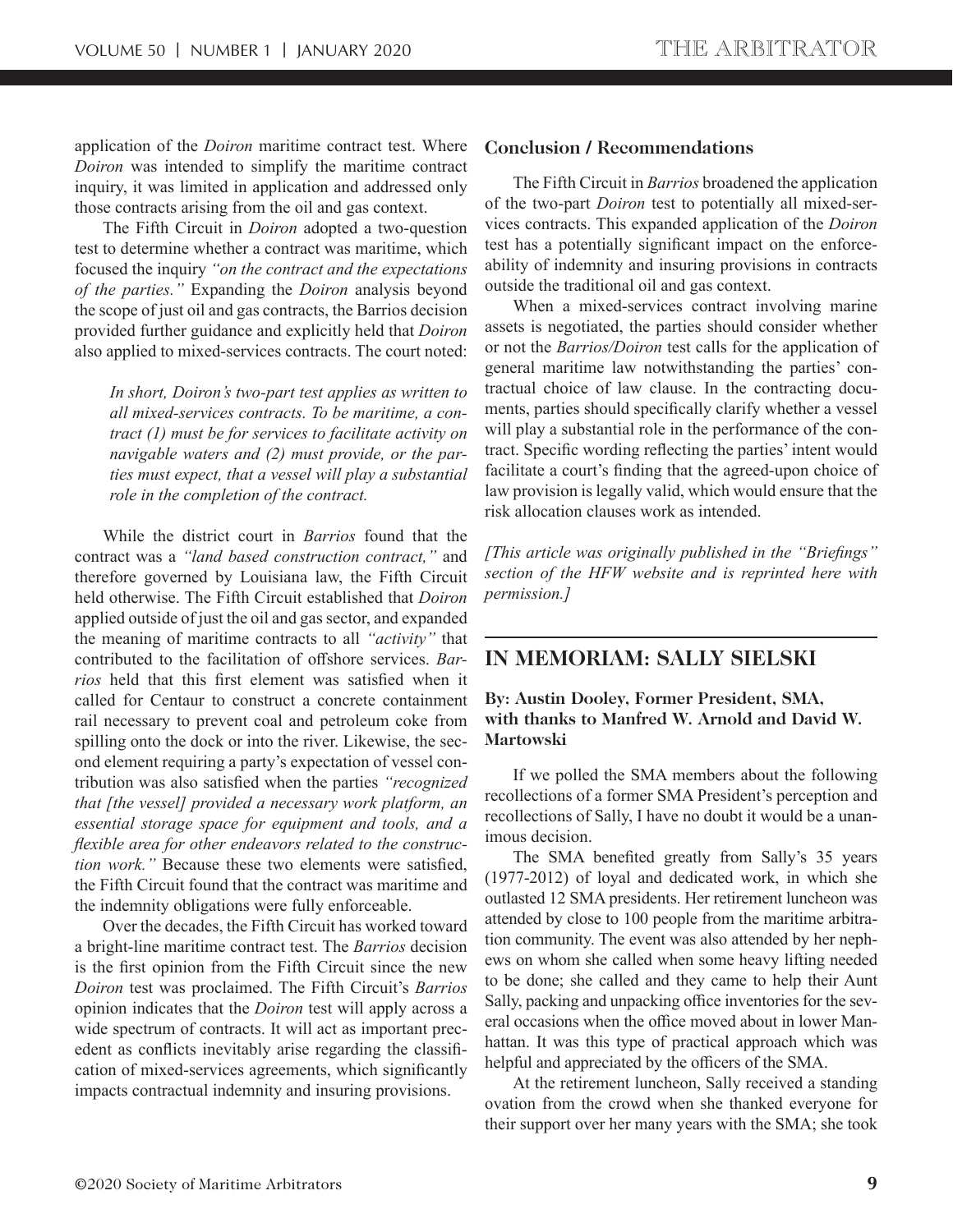application of the *Doiron* maritime contract test. Where *Doiron* was intended to simplify the maritime contract inquiry, it was limited in application and addressed only those contracts arising from the oil and gas context.

The Fifth Circuit in *Doiron* adopted a two-question test to determine whether a contract was maritime, which focused the inquiry *"on the contract and the expectations of the parties."* Expanding the *Doiron* analysis beyond the scope of just oil and gas contracts, the Barrios decision provided further guidance and explicitly held that *Doiron* also applied to mixed-services contracts. The court noted:

> *In short, Doiron's two-part test applies as written to all mixed-services contracts. To be maritime, a contract (1) must be for services to facilitate activity on navigable waters and (2) must provide, or the parties must expect, that a vessel will play a substantial role in the completion of the contract.*

While the district court in *Barrios* found that the contract was a *"land based construction contract,"* and therefore governed by Louisiana law, the Fifth Circuit held otherwise. The Fifth Circuit established that *Doiron* applied outside of just the oil and gas sector, and expanded the meaning of maritime contracts to all *"activity"* that contributed to the facilitation of offshore services. *Barrios* held that this first element was satisfied when it called for Centaur to construct a concrete containment rail necessary to prevent coal and petroleum coke from spilling onto the dock or into the river. Likewise, the second element requiring a party's expectation of vessel contribution was also satisfied when the parties *"recognized that [the vessel] provided a necessary work platform, an essential storage space for equipment and tools, and a flexible area for other endeavors related to the construction work."* Because these two elements were satisfied, the Fifth Circuit found that the contract was maritime and the indemnity obligations were fully enforceable.

Over the decades, the Fifth Circuit has worked toward a bright-line maritime contract test. The *Barrios* decision is the first opinion from the Fifth Circuit since the new *Doiron* test was proclaimed. The Fifth Circuit's *Barrios* opinion indicates that the *Doiron* test will apply across a wide spectrum of contracts. It will act as important precedent as conflicts inevitably arise regarding the classification of mixed-services agreements, which significantly impacts contractual indemnity and insuring provisions.

### Conclusion / Recommendations

The Fifth Circuit in *Barrios* broadened the application of the two-part *Doiron* test to potentially all mixed-services contracts. This expanded application of the *Doiron* test has a potentially significant impact on the enforceability of indemnity and insuring provisions in contracts outside the traditional oil and gas context.

When a mixed-services contract involving marine assets is negotiated, the parties should consider whether or not the *Barrios/Doiron* test calls for the application of general maritime law notwithstanding the parties' contractual choice of law clause. In the contracting documents, parties should specifically clarify whether a vessel will play a substantial role in the performance of the contract. Specific wording reflecting the parties' intent would facilitate a court's finding that the agreed-upon choice of law provision is legally valid, which would ensure that the risk allocation clauses work as intended.

*[This article was originally published in the "Briefings" section of the HFW website and is reprinted here with permission.]*

## IN MEMORIAM: SALLY SIELSKI

**By: Austin Dooley, Former President, SMA, with thanks to Manfred W. Arnold and David W. Martowski**

If we polled the SMA members about the following recollections of a former SMA President's perception and recollections of Sally, I have no doubt it would be a unanimous decision.

The SMA benefited greatly from Sally's 35 years (1977-2012) of loyal and dedicated work, in which she outlasted 12 SMA presidents. Her retirement luncheon was attended by close to 100 people from the maritime arbitration community. The event was also attended by her nephews on whom she called when some heavy lifting needed to be done; she called and they came to help their Aunt Sally, packing and unpacking office inventories for the several occasions when the office moved about in lower Manhattan. It was this type of practical approach which was helpful and appreciated by the officers of the SMA.

At the retirement luncheon, Sally received a standing ovation from the crowd when she thanked everyone for their support over her many years with the SMA; she took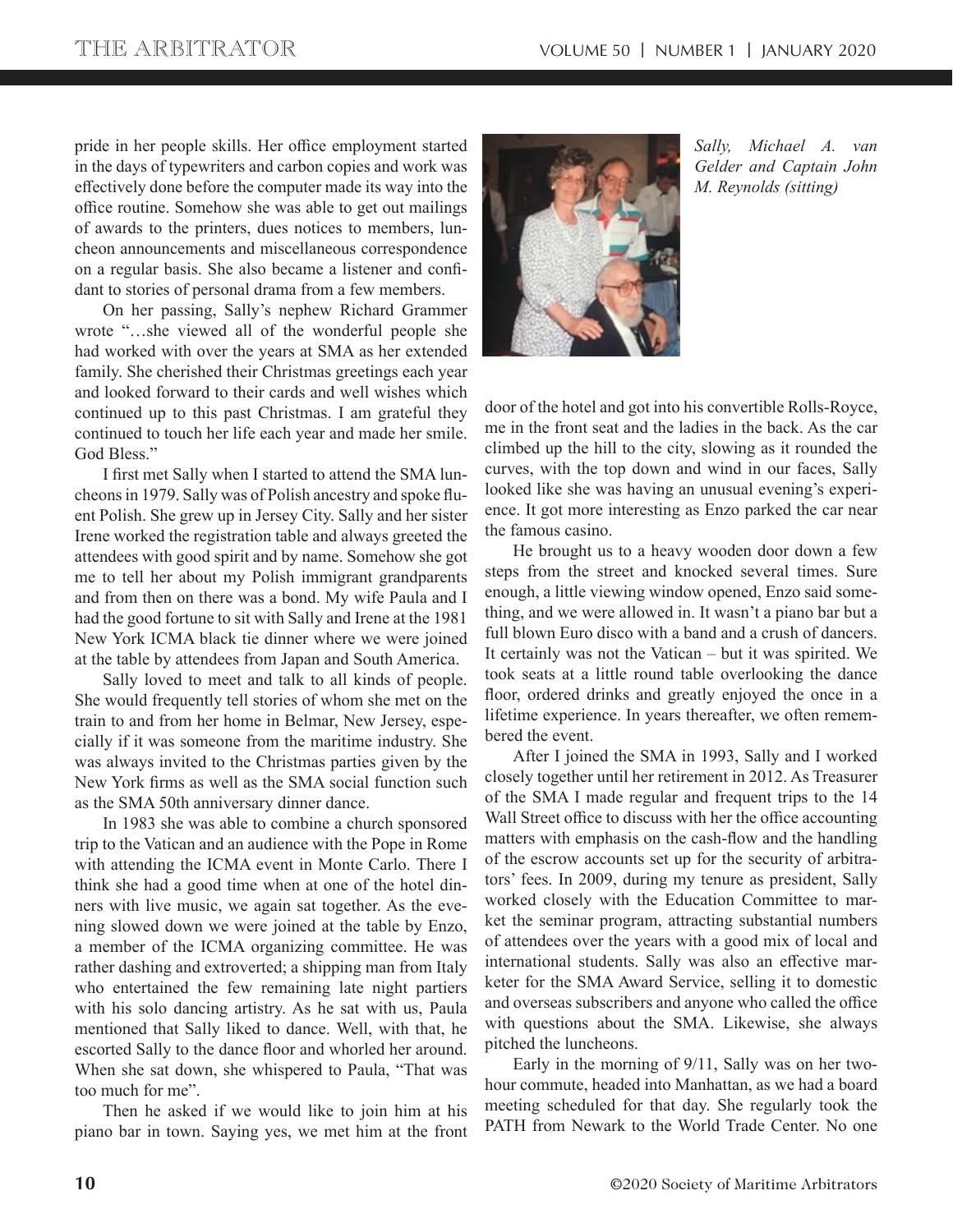pride in her people skills. Her office employment started in the days of typewriters and carbon copies and work was effectively done before the computer made its way into the office routine. Somehow she was able to get out mailings of awards to the printers, dues notices to members, luncheon announcements and miscellaneous correspondence on a regular basis. She also became a listener and confidant to stories of personal drama from a few members.

On her passing, Sally's nephew Richard Grammer wrote "…she viewed all of the wonderful people she had worked with over the years at SMA as her extended family. She cherished their Christmas greetings each year and looked forward to their cards and well wishes which continued up to this past Christmas. I am grateful they continued to touch her life each year and made her smile. God Bless."

I first met Sally when I started to attend the SMA luncheons in 1979. Sally was of Polish ancestry and spoke fluent Polish. She grew up in Jersey City. Sally and her sister Irene worked the registration table and always greeted the attendees with good spirit and by name. Somehow she got me to tell her about my Polish immigrant grandparents and from then on there was a bond. My wife Paula and I had the good fortune to sit with Sally and Irene at the 1981 New York ICMA black tie dinner where we were joined at the table by attendees from Japan and South America.

Sally loved to meet and talk to all kinds of people. She would frequently tell stories of whom she met on the train to and from her home in Belmar, New Jersey, especially if it was someone from the maritime industry. She was always invited to the Christmas parties given by the New York firms as well as the SMA social function such as the SMA 50th anniversary dinner dance.

In 1983 she was able to combine a church sponsored trip to the Vatican and an audience with the Pope in Rome with attending the ICMA event in Monte Carlo. There I think she had a good time when at one of the hotel dinners with live music, we again sat together. As the evening slowed down we were joined at the table by Enzo, a member of the ICMA organizing committee. He was rather dashing and extroverted; a shipping man from Italy who entertained the few remaining late night partiers with his solo dancing artistry. As he sat with us, Paula mentioned that Sally liked to dance. Well, with that, he escorted Sally to the dance floor and whorled her around. When she sat down, she whispered to Paula, "That was too much for me".

Then he asked if we would like to join him at his piano bar in town. Saying yes, we met him at the front door of the hotel and got into his convertible Rolls-Royce, me in the front seat and the ladies in the back. As the car climbed up the hill to the city, slowing as it rounded the curves, with the top down and wind in our faces, Sally looked like she was having an unusual evening's experience. It got more interesting as Enzo parked the car near the famous casino.

*Sally, Michael A. van Gelder and Captain John M. Reynolds (sitting)*

He brought us to a heavy wooden door down a few steps from the street and knocked several times. Sure enough, a little viewing window opened, Enzo said something, and we were allowed in. It wasn't a piano bar but a full blown Euro disco with a band and a crush of dancers. It certainly was not the Vatican – but it was spirited. We took seats at a little round table overlooking the dance floor, ordered drinks and greatly enjoyed the once in a lifetime experience. In years thereafter, we often remembered the event.

After I joined the SMA in 1993, Sally and I worked closely together until her retirement in 2012. As Treasurer of the SMA I made regular and frequent trips to the 14 Wall Street office to discuss with her the office accounting matters with emphasis on the cash-flow and the handling of the escrow accounts set up for the security of arbitrators' fees. In 2009, during my tenure as president, Sally worked closely with the Education Committee to market the seminar program, attracting substantial numbers of attendees over the years with a good mix of local and international students. Sally was also an effective marketer for the SMA Award Service, selling it to domestic and overseas subscribers and anyone who called the office with questions about the SMA. Likewise, she always pitched the luncheons.

Early in the morning of 9/11, Sally was on her two-hour commute, headed into Manhattan, as we had a board meeting scheduled for that day. She regularly took the PATH from Newark to the World Trade Center. No one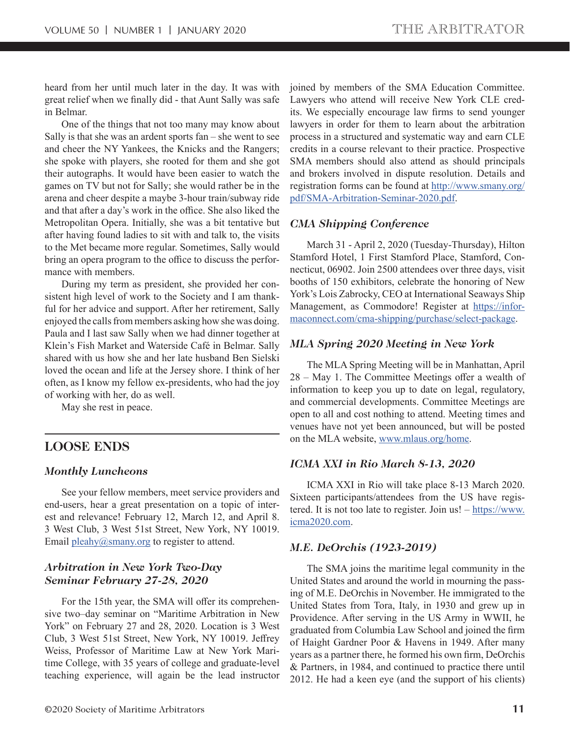heard from her until much later in the day. It was with great relief when we finally did - that Aunt Sally was safe in Belmar.

One of the things that not too many may know about Sally is that she was an ardent sports fan – she went to see and cheer the NY Yankees, the Knicks and the Rangers; she spoke with players, she rooted for them and she got their autographs. It would have been easier to watch the games on TV but not for Sally; she would rather be in the arena and cheer despite a maybe 3-hour train/subway ride and that after a day's work in the office. She also liked the Metropolitan Opera. Initially, she was a bit tentative but after having found ladies to sit with and talk to, the visits to the Met became more regular. Sometimes, Sally would bring an opera program to the office to discuss the performance with members.

During my term as president, she provided her consistent high level of work to the Society and I am thankful for her advice and support. After her retirement, Sally enjoyed the calls from members asking how she was doing. Paula and I last saw Sally when we had dinner together at Klein's Fish Market and Waterside Café in Belmar. Sally shared with us how she and her late husband Ben Sielski loved the ocean and life at the Jersey shore. I think of her often, as I know my fellow ex-presidents, who had the joy of working with her, do as well.

May she rest in peace.

## LOOSE ENDS

### *Monthly Luncheons*

See your fellow members, meet service providers and end-users, hear a great presentation on a topic of interest and relevance! February 12, March 12, and April 8. 3 West Club, 3 West 51st Street, New York, NY 10019. Email pleahy@smany.org to register to attend.

### *Arbitration in New York Two-Day Seminar February 27-28, 2020*

For the 15th year, the SMA will offer its comprehensive two–day seminar on "Maritime Arbitration in New York" on February 27 and 28, 2020. Location is 3 West Club, 3 West 51st Street, New York, NY 10019. Jeffrey Weiss, Professor of Maritime Law at New York Maritime College, with 35 years of college and graduate-level teaching experience, will again be the lead instructor joined by members of the SMA Education Committee. Lawyers who attend will receive New York CLE credits. We especially encourage law firms to send younger lawyers in order for them to learn about the arbitration process in a structured and systematic way and earn CLE credits in a course relevant to their practice. Prospective SMA members should also attend as should principals and brokers involved in dispute resolution. Details and registration forms can be found at http://www.smany.org/pdf/SMA-Arbitration-Seminar-2020.pdf.

### *CMA Shipping Conference*

March 31 - April 2, 2020 (Tuesday-Thursday), Hilton Stamford Hotel, 1 First Stamford Place, Stamford, Connecticut, 06902. Join 2500 attendees over three days, visit booths of 150 exhibitors, celebrate the honoring of New York's Lois Zabrocky, CEO at International Seaways Ship Management, as Commodore! Register at https://informaconnect.com/cma-shipping/purchase/select-package.

### *MLA Spring 2020 Meeting in New York*

The MLA Spring Meeting will be in Manhattan, April 28 – May 1. The Committee Meetings offer a wealth of information to keep you up to date on legal, regulatory, and commercial developments. Committee Meetings are open to all and cost nothing to attend. Meeting times and venues have not yet been announced, but will be posted on the MLA website, www.mlaus.org/home.

### *ICMA XXI in Rio March 8-13, 2020*

ICMA XXI in Rio will take place 8-13 March 2020. Sixteen participants/attendees from the US have registered. It is not too late to register. Join us! – https://www.icma2020.com.

### *M.E. DeOrchis (1923-2019)*

The SMA joins the maritime legal community in the United States and around the world in mourning the passing of M.E. DeOrchis in November. He immigrated to the United States from Tora, Italy, in 1930 and grew up in Providence. After serving in the US Army in WWII, he graduated from Columbia Law School and joined the firm of Haight Gardner Poor & Havens in 1949. After many years as a partner there, he formed his own firm, DeOrchis & Partners, in 1984, and continued to practice there until 2012. He had a keen eye (and the support of his clients)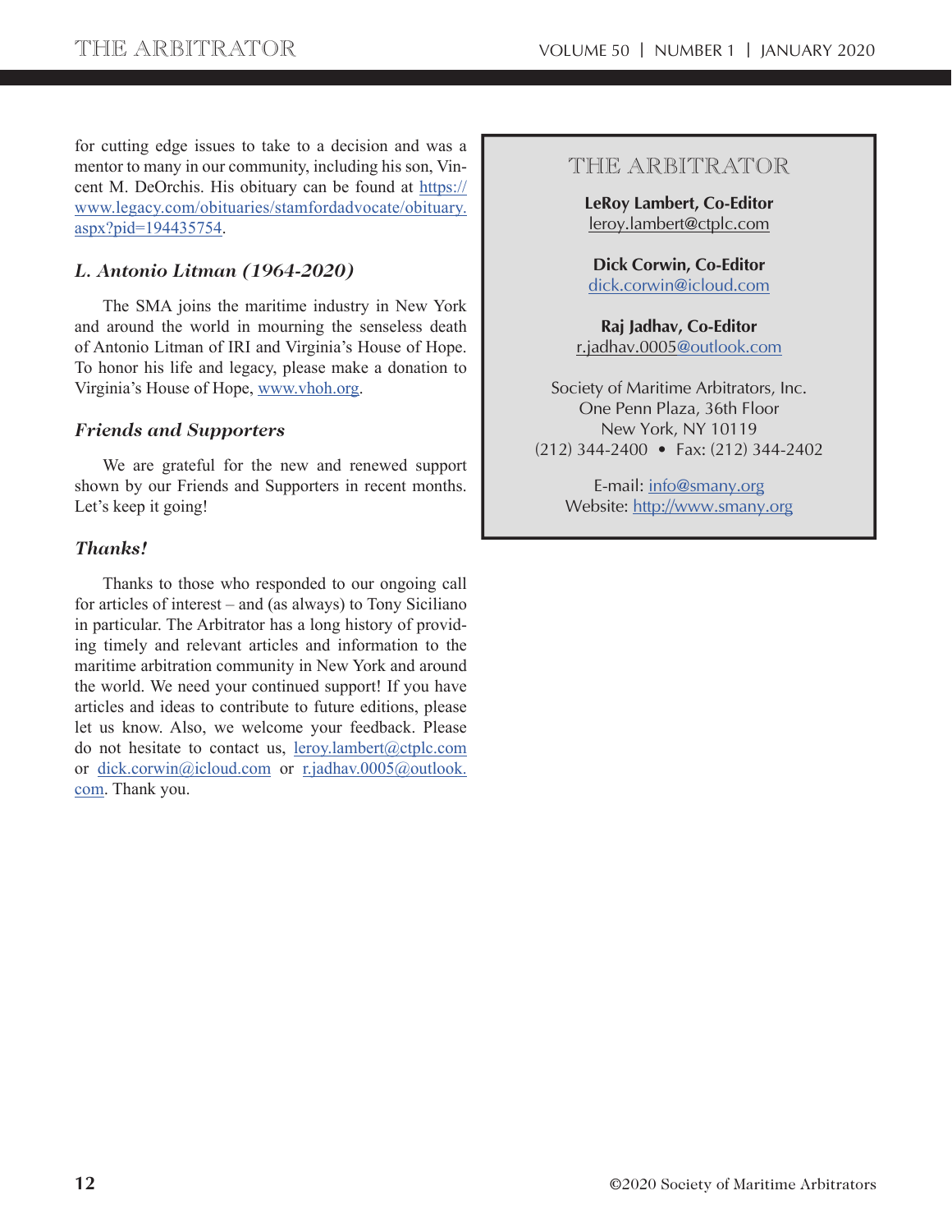for cutting edge issues to take to a decision and was a mentor to many in our community, including his son, Vincent M. DeOrchis. His obituary can be found at https://www.legacy.com/obituaries/stamfordadvocate/obituary.aspx?pid=194435754.

### *L. Antonio Litman (1964-2020)*

The SMA joins the maritime industry in New York and around the world in mourning the senseless death of Antonio Litman of IRI and Virginia's House of Hope. To honor his life and legacy, please make a donation to Virginia's House of Hope, www.vhoh.org.

### *Friends and Supporters*

We are grateful for the new and renewed support shown by our Friends and Supporters in recent months. Let's keep it going!

### *Thanks!*

Thanks to those who responded to our ongoing call for articles of interest – and (as always) to Tony Siciliano in particular. The Arbitrator has a long history of providing timely and relevant articles and information to the maritime arbitration community in New York and around the world. We need your continued support! If you have articles and ideas to contribute to future editions, please let us know. Also, we welcome your feedback. Please do not hesitate to contact us, leroy.lambert@ctplc.com or dick.corwin@icloud.com or r.jadhav.0005@outlook.com. Thank you.

---

## THE ARBITRATOR

**LeRoy Lambert, Co-Editor**
leroy.lambert@ctplc.com

**Dick Corwin, Co-Editor**
dick.corwin@icloud.com

**Raj Jadhav, Co-Editor**
r.jadhav.0005@outlook.com

Society of Maritime Arbitrators, Inc.
One Penn Plaza, 36th Floor
New York, NY 10119
(212) 344-2400 • Fax: (212) 344-2402

E-mail: info@smany.org
Website: http://www.smany.org

©2020 Society of Maritime Arbitrators